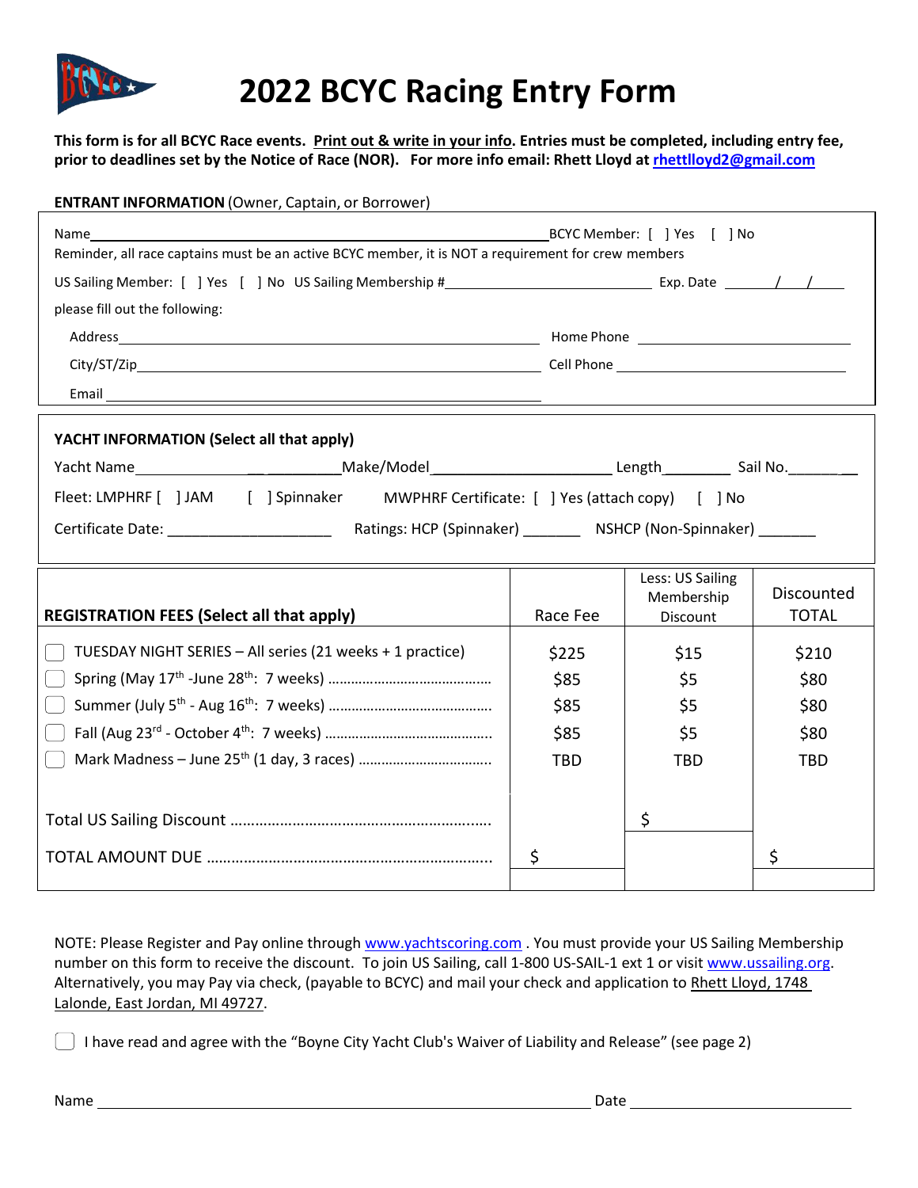# 2022 BCYC Racing Entry Form

**This form is for all BCYC Race events. Print out & write in your info. Entries must be completed, including entry fee, prior to deadlines set by the Notice of Race (NOR). For more info email: Rhett Lloyd at rhettlloyd2@gmail.com**

**ENTRANT INFORMATION** (Owner, Captain, or Borrower)

Name ______________________________ BCYC Member: [ ] Yes [ ] No

Reminder, all race captains must be an active BCYC member, it is NOT a requirement for crew members

US Sailing Member: [ ] Yes [ ] No US Sailing Membership # ______________ Exp. Date ___/___/___

please fill out the following:

Address ______________________________ Home Phone ______________

City/ST/Zip ______________________________ Cell Phone ______________

Email ______________________________

**YACHT INFORMATION (Select all that apply)**

Yacht Name ______________ Make/Model ______________ Length ________ Sail No. ________

Fleet: LMPHRF [ ] JAM [ ] Spinnaker MWPHRF Certificate: [ ] Yes (attach copy) [ ] No

Certificate Date: ______________ Ratings: HCP (Spinnaker) _______ NSHCP (Non-Spinnaker) _______

| **REGISTRATION FEES (Select all that apply)** | Race Fee | Less: US Sailing Membership Discount | Discounted TOTAL |
|---|---|---|---|
| ☐ TUESDAY NIGHT SERIES – All series (21 weeks + 1 practice) | $225 | $15 | $210 |
| ☐ Spring (May 17th -June 28th: 7 weeks) ........ | $85 | $5 | $80 |
| ☐ Summer (July 5th - Aug 16th: 7 weeks) ........ | $85 | $5 | $80 |
| ☐ Fall (Aug 23rd - October 4th: 7 weeks) ........ | $85 | $5 | $80 |
| ☐ Mark Madness – June 25th (1 day, 3 races) ........ | TBD | TBD | TBD |
| Total US Sailing Discount ........ | | $ | |
| TOTAL AMOUNT DUE ........ | $ | | $ |

NOTE: Please Register and Pay online through www.yachtscoring.com . You must provide your US Sailing Membership number on this form to receive the discount. To join US Sailing, call 1-800 US-SAIL-1 ext 1 or visit www.ussailing.org. Alternatively, you may Pay via check, (payable to BCYC) and mail your check and application to Rhett Lloyd, 1748 Lalonde, East Jordan, MI 49727.

☐ I have read and agree with the "Boyne City Yacht Club's Waiver of Liability and Release" (see page 2)

Name ______________________________ Date ______________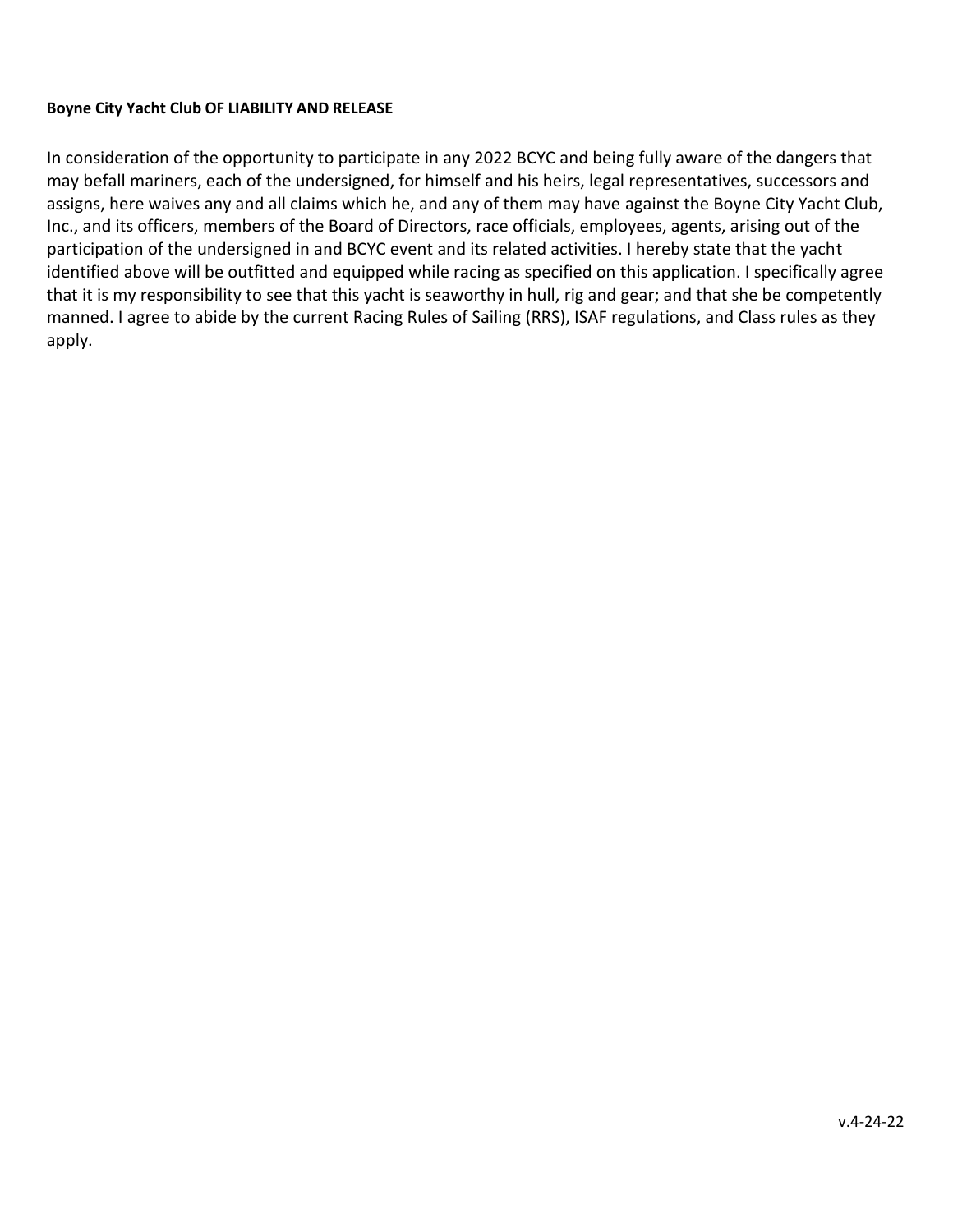**Boyne City Yacht Club OF LIABILITY AND RELEASE**

In consideration of the opportunity to participate in any 2022 BCYC and being fully aware of the dangers that may befall mariners, each of the undersigned, for himself and his heirs, legal representatives, successors and assigns, here waives any and all claims which he, and any of them may have against the Boyne City Yacht Club, Inc., and its officers, members of the Board of Directors, race officials, employees, agents, arising out of the participation of the undersigned in and BCYC event and its related activities. I hereby state that the yacht identified above will be outfitted and equipped while racing as specified on this application. I specifically agree that it is my responsibility to see that this yacht is seaworthy in hull, rig and gear; and that she be competently manned. I agree to abide by the current Racing Rules of Sailing (RRS), ISAF regulations, and Class rules as they apply.

v.4-24-22